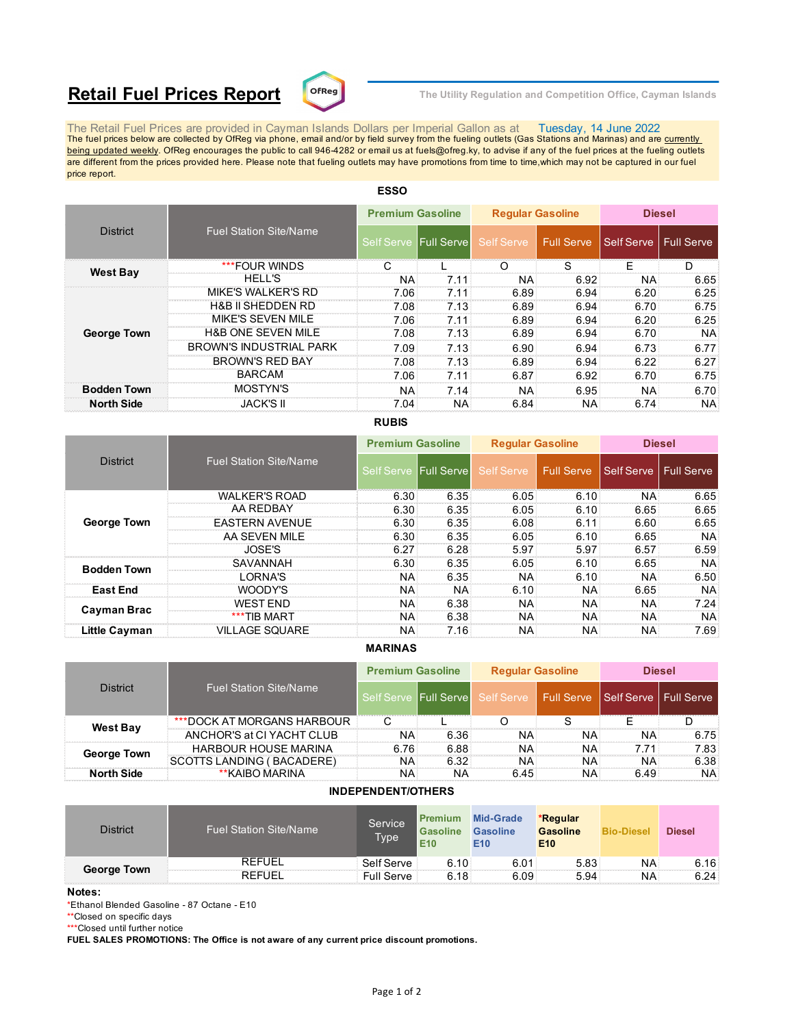# Retail Fuel Prices Report

The Utility Regulation and Competition Office, Cayman Islands

The Retail Fuel Prices are provided in Cayman Islands Dollars per Imperial Gallon as at Tuesday, 14 June 2022

The fuel prices below are collected by OfReg via phone, email and/or by field survey from the fueling outlets (Gas Stations and Marinas) and are currently being updated weekly. OfReg encourages the public to call 946-4282 or email us at fuels@ofreg.ky, to advise if any of the fuel prices at the fueling outlets are different from the prices provided here. Please note that fueling outlets may have promotions from time to time,which may not be captured in our fuel price report.

## ESSO

| District | Fuel Station Site/Name | Premium Gasoline | | Regular Gasoline | | Diesel | |
|---|---|---|---|---|---|---|---|
| | | Self Serve | Full Serve | Self Serve | Full Serve | Self Serve | Full Serve |
| West Bay | ***FOUR WINDS | C | L | O | S | E | D |
| | HELL'S | NA | 7.11 | NA | 6.92 | NA | 6.65 |
| George Town | MIKE'S WALKER'S RD | 7.06 | 7.11 | 6.89 | 6.94 | 6.20 | 6.25 |
| | H&B II SHEDDEN RD | 7.08 | 7.13 | 6.89 | 6.94 | 6.70 | 6.75 |
| | MIKE'S SEVEN MILE | 7.06 | 7.11 | 6.89 | 6.94 | 6.20 | 6.25 |
| | H&B ONE SEVEN MILE | 7.08 | 7.13 | 6.89 | 6.94 | 6.70 | NA |
| | BROWN'S INDUSTRIAL PARK | 7.09 | 7.13 | 6.90 | 6.94 | 6.73 | 6.77 |
| | BROWN'S RED BAY | 7.08 | 7.13 | 6.89 | 6.94 | 6.22 | 6.27 |
| | BARCAM | 7.06 | 7.11 | 6.87 | 6.92 | 6.70 | 6.75 |
| Bodden Town | MOSTYN'S | NA | 7.14 | NA | 6.95 | NA | 6.70 |
| North Side | JACK'S II | 7.04 | NA | 6.84 | NA | 6.74 | NA |

## RUBIS

| District | Fuel Station Site/Name | Premium Gasoline | | Regular Gasoline | | Diesel | |
|---|---|---|---|---|---|---|---|
| | | Self Serve | Full Serve | Self Serve | Full Serve | Self Serve | Full Serve |
| George Town | WALKER'S ROAD | 6.30 | 6.35 | 6.05 | 6.10 | NA | 6.65 |
| | AA REDBAY | 6.30 | 6.35 | 6.05 | 6.10 | 6.65 | 6.65 |
| | EASTERN AVENUE | 6.30 | 6.35 | 6.08 | 6.11 | 6.60 | 6.65 |
| | AA SEVEN MILE | 6.30 | 6.35 | 6.05 | 6.10 | 6.65 | NA |
| | JOSE'S | 6.27 | 6.28 | 5.97 | 5.97 | 6.57 | 6.59 |
| Bodden Town | SAVANNAH | 6.30 | 6.35 | 6.05 | 6.10 | 6.65 | NA |
| | LORNA'S | NA | 6.35 | NA | 6.10 | NA | 6.50 |
| East End | WOODY'S | NA | NA | 6.10 | NA | 6.65 | NA |
| Cayman Brac | WEST END | NA | 6.38 | NA | NA | NA | 7.24 |
| | ***TIB MART | NA | 6.38 | NA | NA | NA | NA |
| Little Cayman | VILLAGE SQUARE | NA | 7.16 | NA | NA | NA | 7.69 |

## MARINAS

| District | Fuel Station Site/Name | Premium Gasoline | | Regular Gasoline | | Diesel | |
|---|---|---|---|---|---|---|---|
| | | Self Serve | Full Serve | Self Serve | Full Serve | Self Serve | Full Serve |
| West Bay | ***DOCK AT MORGANS HARBOUR | C | L | O | S | E | D |
| | ANCHOR'S at CI YACHT CLUB | NA | 6.36 | NA | NA | NA | 6.75 |
| George Town | HARBOUR HOUSE MARINA | 6.76 | 6.88 | NA | NA | 7.71 | 7.83 |
| | SCOTTS LANDING ( BACADERE) | NA | 6.32 | NA | NA | NA | 6.38 |
| North Side | **KAIBO MARINA | NA | NA | 6.45 | NA | 6.49 | NA |

## INDEPENDENT/OTHERS

| District | Fuel Station Site/Name | Service Type | Premium Gasoline E10 | Mid-Grade Gasoline E10 | *Regular Gasoline E10 | Bio-Diesel | Diesel |
|---|---|---|---|---|---|---|---|
| George Town | REFUEL | Self Serve | 6.10 | 6.01 | 5.83 | NA | 6.16 |
| | REFUEL | Full Serve | 6.18 | 6.09 | 5.94 | NA | 6.24 |

**Notes:**

*Ethanol Blended Gasoline - 87 Octane - E10

**Closed on specific days

***Closed until further notice

**FUEL SALES PROMOTIONS: The Office is not aware of any current price discount promotions.**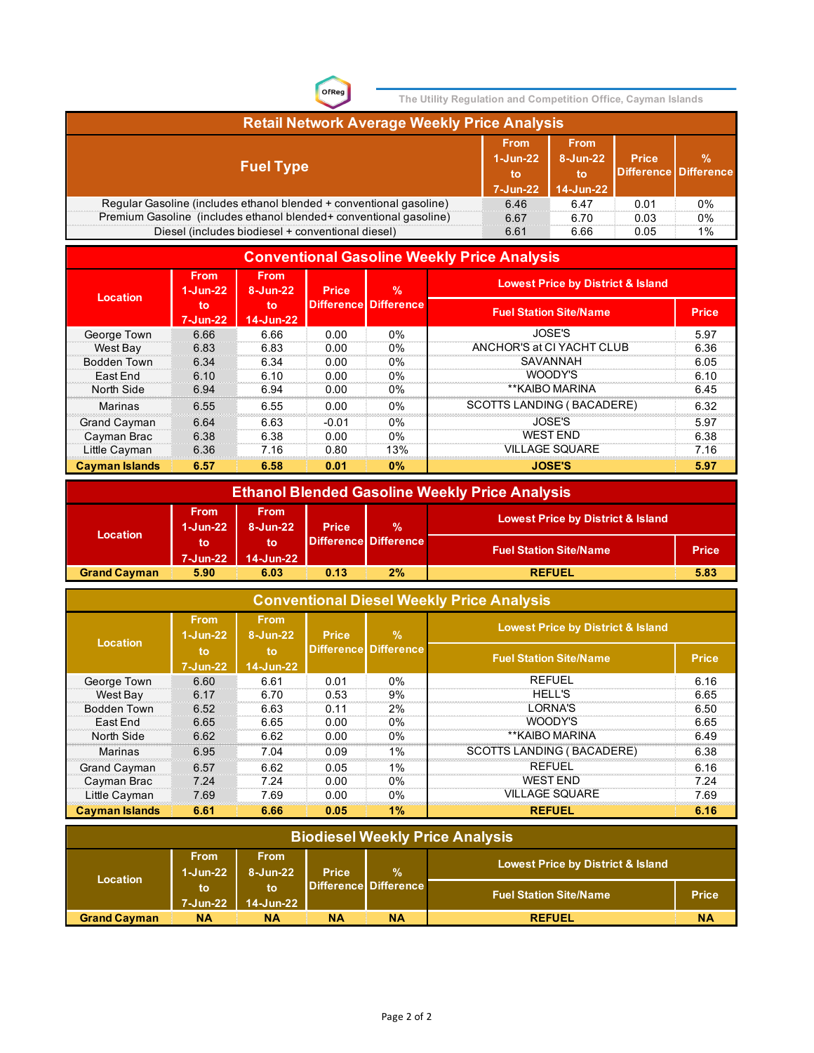The Utility Regulation and Competition Office, Cayman Islands

## Retail Network Average Weekly Price Analysis

| Fuel Type | From 1-Jun-22 to 7-Jun-22 | From 8-Jun-22 to 14-Jun-22 | Price Difference | % Difference |
|---|---|---|---|---|
| Regular Gasoline (includes ethanol blended + conventional gasoline) | 6.46 | 6.47 | 0.01 | 0% |
| Premium Gasoline (includes ethanol blended+ conventional gasoline) | 6.67 | 6.70 | 0.03 | 0% |
| Diesel (includes biodiesel + conventional diesel) | 6.61 | 6.66 | 0.05 | 1% |

## Conventional Gasoline Weekly Price Analysis

| Location | From 1-Jun-22 to 7-Jun-22 | From 8-Jun-22 to 14-Jun-22 | Price Difference | % Difference | Lowest Price by District & Island | |
|---|---|---|---|---|---|---|
| | | | | | Fuel Station Site/Name | Price |
| George Town | 6.66 | 6.66 | 0.00 | 0% | JOSE'S | 5.97 |
| West Bay | 6.83 | 6.83 | 0.00 | 0% | ANCHOR'S at CI YACHT CLUB | 6.36 |
| Bodden Town | 6.34 | 6.34 | 0.00 | 0% | SAVANNAH | 6.05 |
| East End | 6.10 | 6.10 | 0.00 | 0% | WOODY'S | 6.10 |
| North Side | 6.94 | 6.94 | 0.00 | 0% | **KAIBO MARINA | 6.45 |
| Marinas | 6.55 | 6.55 | 0.00 | 0% | SCOTTS LANDING ( BACADERE) | 6.32 |
| Grand Cayman | 6.64 | 6.63 | -0.01 | 0% | JOSE'S | 5.97 |
| Cayman Brac | 6.38 | 6.38 | 0.00 | 0% | WEST END | 6.38 |
| Little Cayman | 6.36 | 7.16 | 0.80 | 13% | VILLAGE SQUARE | 7.16 |
| **Cayman Islands** | **6.57** | **6.58** | **0.01** | **0%** | **JOSE'S** | **5.97** |

## Ethanol Blended Gasoline Weekly Price Analysis

| Location | From 1-Jun-22 to 7-Jun-22 | From 8-Jun-22 to 14-Jun-22 | Price Difference | % Difference | Lowest Price by District & Island | |
|---|---|---|---|---|---|---|
| | | | | | Fuel Station Site/Name | Price |
| **Grand Cayman** | **5.90** | **6.03** | **0.13** | **2%** | **REFUEL** | **5.83** |

## Conventional Diesel Weekly Price Analysis

| Location | From 1-Jun-22 to 7-Jun-22 | From 8-Jun-22 to 14-Jun-22 | Price Difference | % Difference | Lowest Price by District & Island | |
|---|---|---|---|---|---|---|
| | | | | | Fuel Station Site/Name | Price |
| George Town | 6.60 | 6.61 | 0.01 | 0% | REFUEL | 6.16 |
| West Bay | 6.17 | 6.70 | 0.53 | 9% | HELL'S | 6.65 |
| Bodden Town | 6.52 | 6.63 | 0.11 | 2% | LORNA'S | 6.50 |
| East End | 6.65 | 6.65 | 0.00 | 0% | WOODY'S | 6.65 |
| North Side | 6.62 | 6.62 | 0.00 | 0% | **KAIBO MARINA | 6.49 |
| Marinas | 6.95 | 7.04 | 0.09 | 1% | SCOTTS LANDING ( BACADERE) | 6.38 |
| Grand Cayman | 6.57 | 6.62 | 0.05 | 1% | REFUEL | 6.16 |
| Cayman Brac | 7.24 | 7.24 | 0.00 | 0% | WEST END | 7.24 |
| Little Cayman | 7.69 | 7.69 | 0.00 | 0% | VILLAGE SQUARE | 7.69 |
| **Cayman Islands** | **6.61** | **6.66** | **0.05** | **1%** | **REFUEL** | **6.16** |

## Biodiesel Weekly Price Analysis

| Location | From 1-Jun-22 to 7-Jun-22 | From 8-Jun-22 to 14-Jun-22 | Price Difference | % Difference | Lowest Price by District & Island | |
|---|---|---|---|---|---|---|
| | | | | | Fuel Station Site/Name | Price |
| **Grand Cayman** | **NA** | **NA** | **NA** | **NA** | **REFUEL** | **NA** |